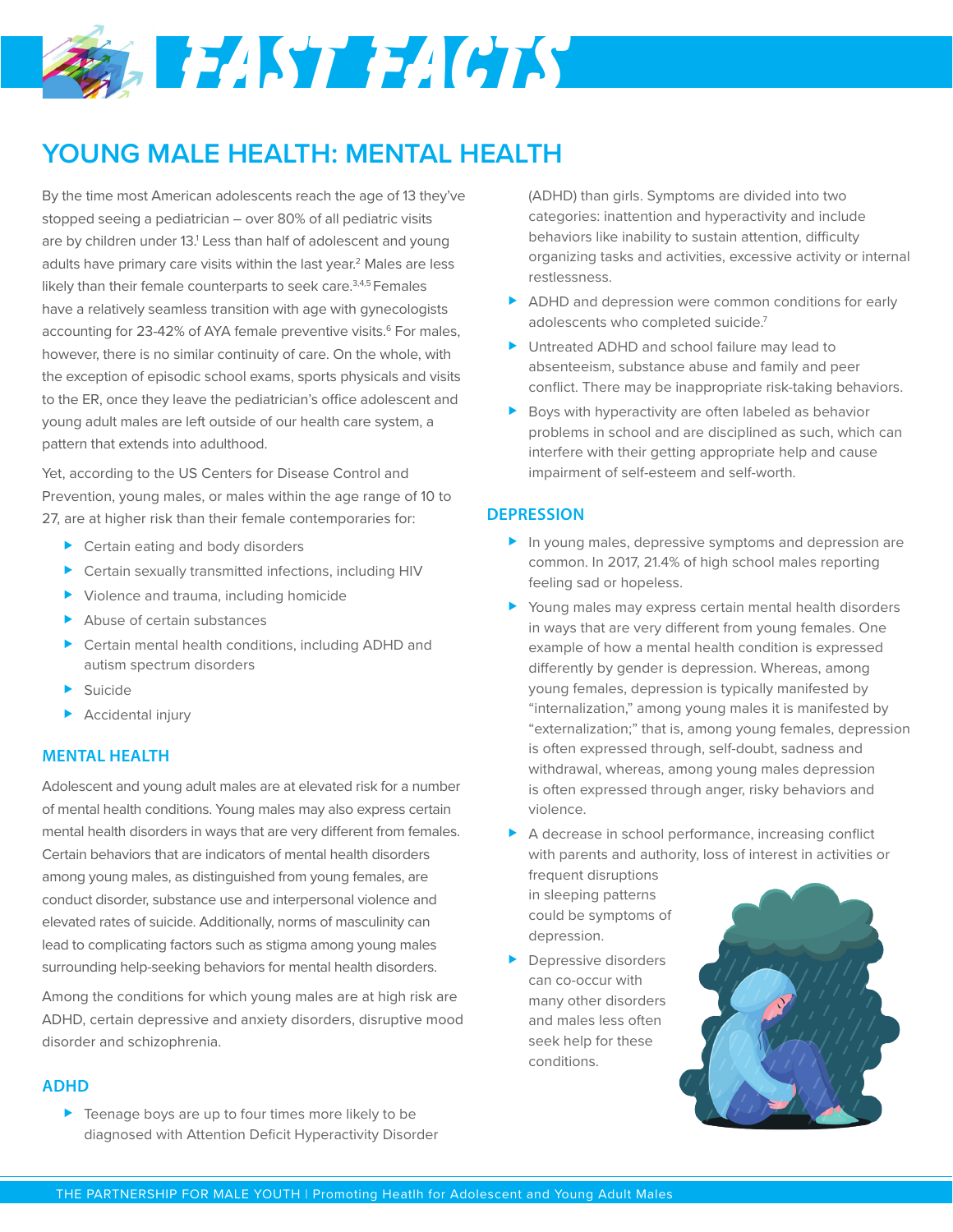# FAST FACTS

## YOUNG MALE HEALTH: MENTAL HEALTH

By the time most American adolescents reach the age of 13 they've stopped seeing a pediatrician – over 80% of all pediatric visits are by children under 13.[1] Less than half of adolescent and young adults have primary care visits within the last year.[2] Males are less likely than their female counterparts to seek care.[3,4,5] Females have a relatively seamless transition with age with gynecologists accounting for 23-42% of AYA female preventive visits.[6] For males, however, there is no similar continuity of care. On the whole, with the exception of episodic school exams, sports physicals and visits to the ER, once they leave the pediatrician's office adolescent and young adult males are left outside of our health care system, a pattern that extends into adulthood.

Yet, according to the US Centers for Disease Control and Prevention, young males, or males within the age range of 10 to 27, are at higher risk than their female contemporaries for:

- Certain eating and body disorders
- Certain sexually transmitted infections, including HIV
- Violence and trauma, including homicide
- Abuse of certain substances
- Certain mental health conditions, including ADHD and autism spectrum disorders
- Suicide
- Accidental injury

### MENTAL HEALTH

Adolescent and young adult males are at elevated risk for a number of mental health conditions. Young males may also express certain mental health disorders in ways that are very different from females. Certain behaviors that are indicators of mental health disorders among young males, as distinguished from young females, are conduct disorder, substance use and interpersonal violence and elevated rates of suicide. Additionally, norms of masculinity can lead to complicating factors such as stigma among young males surrounding help-seeking behaviors for mental health disorders.

Among the conditions for which young males are at high risk are ADHD, certain depressive and anxiety disorders, disruptive mood disorder and schizophrenia.

### ADHD

- Teenage boys are up to four times more likely to be diagnosed with Attention Deficit Hyperactivity Disorder (ADHD) than girls. Symptoms are divided into two categories: inattention and hyperactivity and include behaviors like inability to sustain attention, difficulty organizing tasks and activities, excessive activity or internal restlessness.
- ADHD and depression were common conditions for early adolescents who completed suicide.[7]
- Untreated ADHD and school failure may lead to absenteeism, substance abuse and family and peer conflict. There may be inappropriate risk-taking behaviors.
- Boys with hyperactivity are often labeled as behavior problems in school and are disciplined as such, which can interfere with their getting appropriate help and cause impairment of self-esteem and self-worth.

### DEPRESSION

- In young males, depressive symptoms and depression are common. In 2017, 21.4% of high school males reporting feeling sad or hopeless.
- Young males may express certain mental health disorders in ways that are very different from young females. One example of how a mental health condition is expressed differently by gender is depression. Whereas, among young females, depression is typically manifested by "internalization," among young males it is manifested by "externalization;" that is, among young females, depression is often expressed through, self-doubt, sadness and withdrawal, whereas, among young males depression is often expressed through anger, risky behaviors and violence.
- A decrease in school performance, increasing conflict with parents and authority, loss of interest in activities or frequent disruptions in sleeping patterns could be symptoms of depression.
- Depressive disorders can co-occur with many other disorders and males less often seek help for these conditions.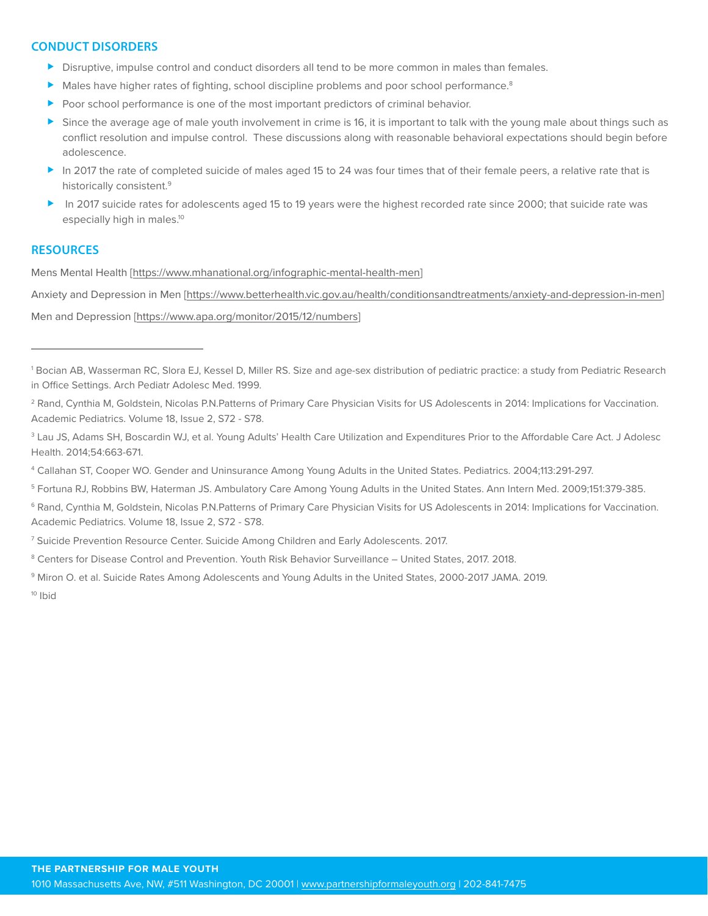## CONDUCT DISORDERS

- Disruptive, impulse control and conduct disorders all tend to be more common in males than females.
- Males have higher rates of fighting, school discipline problems and poor school performance.[8]
- Poor school performance is one of the most important predictors of criminal behavior.
- Since the average age of male youth involvement in crime is 16, it is important to talk with the young male about things such as conflict resolution and impulse control. These discussions along with reasonable behavioral expectations should begin before adolescence.
- In 2017 the rate of completed suicide of males aged 15 to 24 was four times that of their female peers, a relative rate that is historically consistent.[9]
- In 2017 suicide rates for adolescents aged 15 to 19 years were the highest recorded rate since 2000; that suicide rate was especially high in males.[10]

## RESOURCES

Mens Mental Health [https://www.mhanational.org/infographic-mental-health-men]

Anxiety and Depression in Men [https://www.betterhealth.vic.gov.au/health/conditionsandtreatments/anxiety-and-depression-in-men]

Men and Depression [https://www.apa.org/monitor/2015/12/numbers]

---

[1] Bocian AB, Wasserman RC, Slora EJ, Kessel D, Miller RS. Size and age-sex distribution of pediatric practice: a study from Pediatric Research in Office Settings. Arch Pediatr Adolesc Med. 1999.

[2] Rand, Cynthia M, Goldstein, Nicolas P.N.Patterns of Primary Care Physician Visits for US Adolescents in 2014: Implications for Vaccination. Academic Pediatrics. Volume 18, Issue 2, S72 - S78.

[3] Lau JS, Adams SH, Boscardin WJ, et al. Young Adults' Health Care Utilization and Expenditures Prior to the Affordable Care Act. J Adolesc Health. 2014;54:663-671.

[4] Callahan ST, Cooper WO. Gender and Uninsurance Among Young Adults in the United States. Pediatrics. 2004;113:291-297.

[5] Fortuna RJ, Robbins BW, Haterman JS. Ambulatory Care Among Young Adults in the United States. Ann Intern Med. 2009;151:379-385.

[6] Rand, Cynthia M, Goldstein, Nicolas P.N.Patterns of Primary Care Physician Visits for US Adolescents in 2014: Implications for Vaccination. Academic Pediatrics. Volume 18, Issue 2, S72 - S78.

[7] Suicide Prevention Resource Center. Suicide Among Children and Early Adolescents. 2017.

[8] Centers for Disease Control and Prevention. Youth Risk Behavior Surveillance – United States, 2017. 2018.

[9] Miron O. et al. Suicide Rates Among Adolescents and Young Adults in the United States, 2000-2017 JAMA. 2019.

[10] Ibid

**THE PARTNERSHIP FOR MALE YOUTH**
1010 Massachusetts Ave, NW, #511 Washington, DC 20001 | www.partnershipformaleyouth.org | 202-841-7475